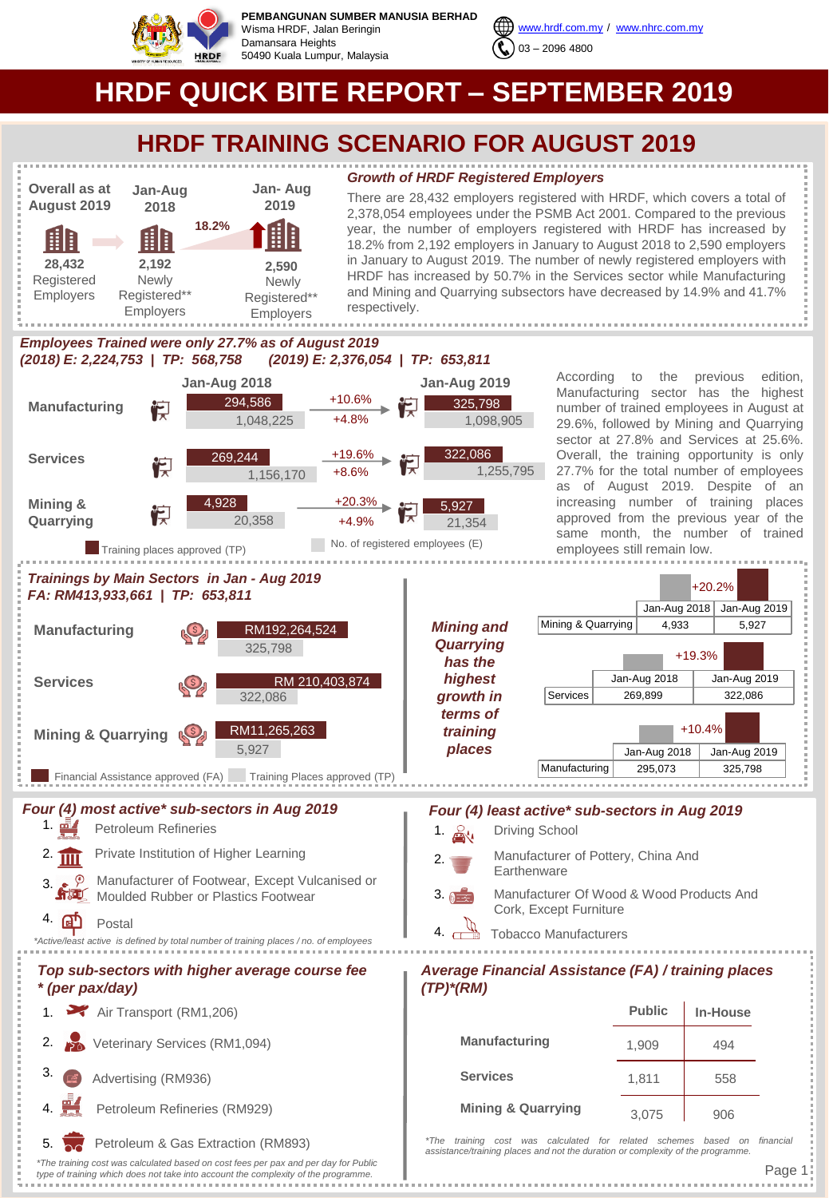**PEMBANGUNAN SUMBER MANUSIA BERHAD**
Wisma HRDF, Jalan Beringin
Damansara Heights
50490 Kuala Lumpur, Malaysia

www.hrdf.com.my / www.nhrc.com.my
03 – 2096 4800

# HRDF QUICK BITE REPORT – SEPTEMBER 2019

## HRDF TRAINING SCENARIO FOR AUGUST 2019

| Overall as at August 2019 | Jan-Aug 2018 | Jan-Aug 2019 |
|---|---|---|
| 28,432 Registered Employers | 2,192 Newly Registered** Employers | 2,590 Newly Registered** Employers |

18.2%

### *Growth of HRDF Registered Employers*

There are 28,432 employers registered with HRDF, which covers a total of 2,378,054 employees under the PSMB Act 2001. Compared to the previous year, the number of employers registered with HRDF has increased by 18.2% from 2,192 employers in January to August 2018 to 2,590 employers in January to August 2019. The number of newly registered employers with HRDF has increased by 50.7% in the Services sector while Manufacturing and Mining and Quarrying subsectors have decreased by 14.9% and 41.7% respectively.

### *Employees Trained were only 27.7% as of August 2019*
***(2018) E: 2,224,753 | TP: 568,758 (2019) E: 2,376,054 | TP: 653,811***

| Sector | Jan-Aug 2018 TP | Jan-Aug 2018 E | Growth TP | Growth E | Jan-Aug 2019 TP | Jan-Aug 2019 E |
|---|---|---|---|---|---|---|
| Manufacturing | 294,586 | 1,048,225 | +10.6% | +4.8% | 325,798 | 1,098,905 |
| Services | 269,244 | 1,156,170 | +19.6% | +8.6% | 322,086 | 1,255,795 |
| Mining & Quarrying | 4,928 | 20,358 | +20.3% | +4.9% | 5,927 | 21,354 |

Training places approved (TP) / No. of registered employees (E)

According to the previous edition, Manufacturing sector has the highest number of trained employees in August at 29.6%, followed by Mining and Quarrying sector at 27.8% and Services at 25.6%. Overall, the training opportunity is only 27.7% for the total number of employees as of August 2019. Despite of an increasing number of training places approved from the previous year of the same month, the number of trained employees still remain low.

### *Trainings by Main Sectors in Jan - Aug 2019*
***FA: RM413,933,661 | TP: 653,811***

| Sector | Financial Assistance approved (FA) | Training Places approved (TP) |
|---|---|---|
| Manufacturing | RM192,264,524 | 325,798 |
| Services | RM 210,403,874 | 322,086 |
| Mining & Quarrying | RM11,265,263 | 5,927 |

***Mining and Quarrying has the highest growth in terms of training places***

| | Jan-Aug 2018 | Jan-Aug 2019 | Growth |
|---|---|---|---|
| Mining & Quarrying | 4,933 | 5,927 | +20.2% |
| Services | 269,899 | 322,086 | +19.3% |
| Manufacturing | 295,073 | 325,798 | +10.4% |

### *Four (4) most active* sub-sectors in Aug 2019*

1. Petroleum Refineries
2. Private Institution of Higher Learning
3. Manufacturer of Footwear, Except Vulcanised or Moulded Rubber or Plastics Footwear
4. Postal

*Active/least active is defined by total number of training places / no. of employees

### *Four (4) least active* sub-sectors in Aug 2019*

1. Driving School
2. Manufacturer of Pottery, China And Earthenware
3. Manufacturer Of Wood & Wood Products And Cork, Except Furniture
4. Tobacco Manufacturers

### *Top sub-sectors with higher average course fee * (per pax/day)*

1. Air Transport (RM1,206)
2. Veterinary Services (RM1,094)
3. Advertising (RM936)
4. Petroleum Refineries (RM929)
5. Petroleum & Gas Extraction (RM893)

*The training cost was calculated based on cost fees per pax and per day for Public type of training which does not take into account the complexity of the programme.

### *Average Financial Assistance (FA) / training places (TP)*(RM)*

| | Public | In-House |
|---|---|---|
| Manufacturing | 1,909 | 494 |
| Services | 1,811 | 558 |
| Mining & Quarrying | 3,075 | 906 |

*The training cost was calculated for related schemes based on financial assistance/training places and not the duration or complexity of the programme.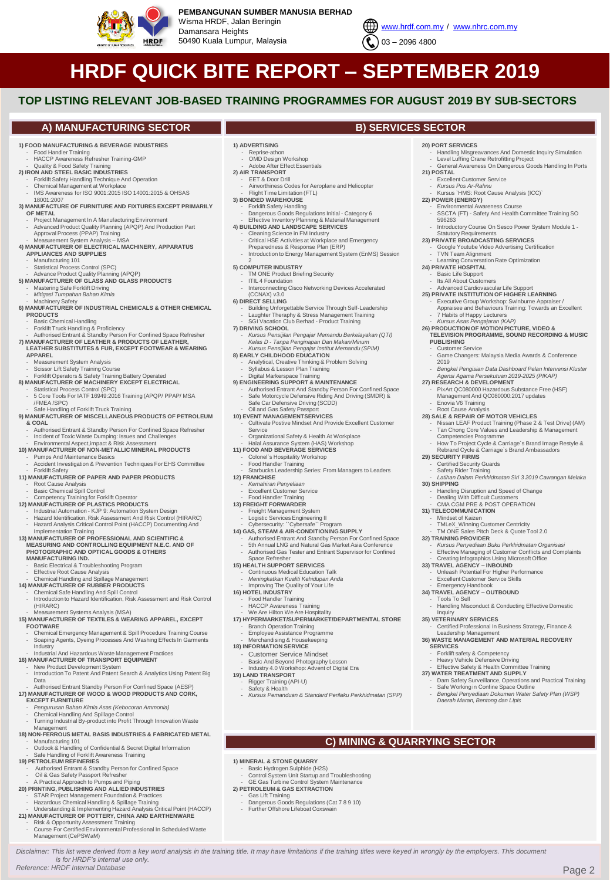PEMBANGUNAN SUMBER MANUSIA BERHAD
Wisma HRDF, Jalan Beringin
Damansara Heights
50490 Kuala Lumpur, Malaysia

www.hrdf.com.my / www.nhrc.com.my
03 – 2096 4800

# HRDF QUICK BITE REPORT – SEPTEMBER 2019

## TOP LISTING RELEVANT JOB-BASED TRAINING PROGRAMMES FOR AUGUST 2019 BY SUB-SECTORS

### A) MANUFACTURING SECTOR

**1) FOOD MANUFACTURING & BEVERAGE INDUSTRIES**
- Food Handler Training
- HACCP Awareness Refresher Training-GMP
- Quality & Food Safety Training

**2) IRON AND STEEL BASIC INDUSTRIES**
- Forklift Safety Handling Technique And Operation
- Chemical Management at Workplace
- IMS Awareness for ISO 9001:2015 ISO 14001:2015 & OHSAS 18001:2007

**3) MANUFACTURE OF FURNITURE AND FIXTURES EXCEPT PRIMARILY OF METAL**
- Project Management In A Manufacturing Environment
- Advanced Product Quality Planning (APQP) And Production Part Approval Process (PPAP) Training
- Measurement System Analysis – MSA

**4) MANUFACTURER OF ELECTRICAL MACHINERY, APPARATUS APPLIANCES AND SUPPLIES**
- Manufacturing 101
- Statistical Process Control (SPC)
- Advance Product Quality Planning (APQP)

**5) MANUFACTURER OF GLASS AND GLASS PRODUCTS**
- Mastering Safe Forklift Driving
- *Mitigasi Tumpahan Bahan Kimia*
- Machinery Safety

**6) MANUFACTURER OF INDUSTRIAL CHEMICALS & OTHER CHEMICAL PRODUCTS**
- Basic Chemical Handling
- Forklift Truck Handling & Proficiency
- Authorised Entrant & Standby Person For Confined Space Refresher

**7) MANUFACTURER OF LEATHER & PRODUCTS OF LEATHER, LEATHER SUBSTITUTES & FUR, EXCEPT FOOTWEAR & WEARING APPAREL**
- Measurement System Analysis
- Scissor Lift Safety Training Course
- Forklift Operators & Safety Training Battery Operated

**8) MANUFACTURER OF MACHINERY EXCEPT ELECTRICAL**
- Statistical Process Control (SPC)
- 5 Core Tools For IATF 16949:2016 Training (APQP/ PPAP/ MSA /FMEA /SPC)
- Safe Handling of Forklift Truck Training

**9) MANUFACTURER OF MISCELLANEOUS PRODUCTS OF PETROLEUM & COAL**
- Authorised Entrant & Standby Person For Confined Space Refresher
- Incident of Toxic Waste Dumping: Issues and Challenges
- Environmental Aspect,impact & Risk Assessment

**10) MANUFACTURER OF OTHER NON-METALLIC MINERAL PRODUCTS**
- Pumps And Maintenance Basics
- Accident Investigation & Prevention Techniques For EHS Committee
- Forklift Safety

**11) MANUFACTURER OF PAPER AND PAPER PRODUCTS**
- Root Cause Analysis
- Basic Chemical Spill Control
- Competency Training for Forklift Operator

**12) MANUFACTURER OF PLASTICS PRODUCTS**
- Industrial Automation - KJP 9: Automation System Design
- Hazard Identification, Risk Assessment And Risk Control (HIRARC)
- Hazard Analysis Critical Control Point (HACCP) Documenting And Implementation Training

**13) MANUFACTURER OF PROFESSIONAL AND SCIENTIFIC & MEASURING AND CONTROLLING EQUIPMENT N.E.C. AND OF PHOTOGRAPHIC AND OPTICAL GOODS & OTHERS MANUFACTURING IND.**
- Basic Electrical & Troubleshooting Program
- Effective Root Cause Analysis
- Chemical Handling and Spillage Management

**14) MANUFACTURER OF RUBBER PRODUCTS**
- Chemical Safe Handling And Spill Control
- Introduction to Hazard Identification, Risk Assessment and Risk Control (HIRARC)
- Measurement Systems Analysis (MSA)

**15) MANUFACTURER OF TEXTILES & WEARING APPAREL, EXCEPT FOOTWARE**
- Chemical Emergency Management & Spill Procedure Training Course
- Soaping Agents, Dyeing Processes And Washing Effects In Garments Industry
- Industrial And Hazardous Waste Management Practices

**16) MANUFACTURER OF TRANSPORT EQUIPMENT**
- New Product Development System
- Introduction To Patent And Patent Search & Analytics Using Patent Big Data
- Authorised Entrant Standby Person For Confined Space (AESP)

**17) MANUFACTURER OF WOOD & WOOD PRODUCTS AND CORK, EXCEPT FURNITURE**
- *Pengurusan Bahan Kimia Asas (Kebocoran Ammonia)*
- Chemical Handling And Spillage Control
- Turning Industrial By-product into Profit Through Innovation Waste Management

**18) NON-FERROUS METAL BASIS INDUSTRIES & FABRICATED METAL**
- Manufacturing 101
- Outlook & Handling of Confidential & Secret Digital Information
- Safe Handling of Forklift Awareness Training

**19) PETROLEUM REFINERIES**
- Authorised Entrant & Standby Person for Confined Space
- Oil & Gas Safety Passport Refresher
- A Practical Approach to Pumps and Piping

**20) PRINTING, PUBLISHING AND ALLIED INDUSTRIES**
- STAR Project Management Foundation & Practices
- Hazardous Chemical Handling & Spillage Training
- Understanding & Implementing Hazard Analysis Critical Point (HACCP)

**21) MANUFACTURER OF POTTERY, CHINA AND EARTHENWARE**
- Risk & Opportunity Assessment Training
- Course For Certified Environmental Professional In Scheduled Waste Management (CePSWaM)

### B) SERVICES SECTOR

**1) ADVERTISING**
- Reprise-athon
- OMD Design Workshop
- Adobe After Effect Essentials

**2) AIR TRANSPORT**
- EET & Door Drill
- Airworthiness Codes for Aeroplane and Helicopter
- Flight Time Limitation (FTL)

**3) BONDED WAREHOUSE**
- Forklift Safety Handling
- Dangerous Goods Regulations Initial - Category 6
- Effective Inventory Planning & Material Management

**4) BUILDING AND LANDSCAPE SERVICES**
- Cleaning Science in FM Industry
- Critical HSE Activities at Workplace and Emergency Preparedness & Response Plan (ERP)
- Introduction to Energy Management System (EnMS) Session 2

**5) COMPUTER INDUSTRY**
- TM ONE Product Briefing Security
- ITIL 4 Foundation
- Interconnecting Cisco Networking Devices Accelerated (CCNAX) v3.0

**6) DIRECT SELLING**
- Building Unforgettable Service Through Self-Leadership
- Laughter Theraphy & Stress Management Training
- SGI Vacation Club Berhad - Product Training

**7) DRIVING SCHOOL**
- *Kursus Pensijilan Pengajar Memandu Berkelayakan (QTI) Kelas D - Tanpa Penginapan Dan Makan/Minum*
- *Kursus Pensijilan Pengajar Institut Memandu (SPIM)*

**8) EARLY CHILDHOOD EDUCATION**
- Analytical, Creative Thinking & Problem Solving
- Syllabus & Lesson Plan Training
- Digital Markerspace Training

**9) ENGINEERING SUPPORT & MAINTENANCE**
- Authorised Entrant And Standby Person For Confined Space
- Safe Motorcycle Defensive Riding And Driving (SMDR) & Safe Car Defensive Driving (SCDD)
- Oil and Gas Safety Passport

**10) EVENT MANAGEMENTSERVICES**
- Cultivate Postive Mindset And Provide Excellent Customer Service
- Organizational Safety & Health At Workplace
- Halal Assurance System (HAS) Workshop

**11) FOOD AND BEVERAGE SERVICES**
- Colonel`s Hospitality Workshop
- Food Handler Training
- Starbucks Leadership Series: From Managers to Leaders

**12) FRANCHISE**
- *Kemahiran Penyeliaan*
- Excellent Customer Service
- Food Handler Training

**13) FREIGHT FORWARDER**
- Freight Management System
- Logistic Services Engineering II
- Cybersecurity: ``Cybersafe`` Program

**14) GAS, STEAM & AIR-CONDITIONING SUPPLY**
- Authorised Entrant And Standby Person For Confined Space
- 5th Annual LNG and Natural Gas Market Asia Conference
- Authorised Gas Tester and Entrant Supervisor for Confined Space Refresher

**15) HEALTH SUPPORT SERVICES**
- Continuous Medical Education Talk
- *Meningkatkan Kualiti Kehidupan Anda*
- Improving The Quality of Your Life

**16) HOTEL INDUSTRY**
- Food Handler Training
- HACCP Awareness Training
- We Are Hilton We Are Hospitality

**17) HYPERMARKET/SUPERMARKET/DEPARTMENTAL STORE**
- Branch Operation Training
- Employee Assistance Programme
- Merchandising & Housekeeping

**18) INFORMATION SERVICE**
- Customer Service Mindset
- Basic And Beyond Photography Lesson
- Industry 4.0 Workshop: Advent of Digital Era

**19) LAND TRANSPORT**
- Rigger Training (API-U)
- Safety & Health
- *Kursus Pemanduan & Standard Perilaku Perkhidmatan (SPP)*

**20) PORT SERVICES**
- Handling Misgreavances And Domestic Inquiry Simulation
- Level Luffing Crane Retrofitting Project
- General Awareness On Dangerous Goods Handling In Ports

**21) POSTAL**
- Excellent Customer Service
- *Kursus Pos Ar-Rahnu*
- Kursus `HMS: Root Cause Analysis (ICC)`

**22) POWER (ENERGY)**
- Environmental Awareness Course
- SSCTA (FT) - Safety And Health Committee Training SO 596263
- Introductory Course On Sesco Power System Module 1 - Statutory Requirements

**23) PRIVATE BROADCASTING SERVICES**
- Google Youtube Video Advertising Certification
- TVN Team Alignment
- Learning Conversation Rate Optimization

**24) PRIVATE HOSPITAL**
- Basic Life Support
- Its All About Customers
- Advanced Cardiovascular Life Support

**25) PRIVATE INSTITUTION OF HIGHER LEARNING**
- Executive Group Workshop: Swinburne Appraiser / Appraisee and Behaviours Training: Towards an Excellent
- 7 Habits of Happy Lecturers
- *Kursus Asas Pengajaran (KAP)*

**26) PRODUCTION OF MOTION PICTURE, VIDEO & TELEVISION PROGRAMME, SOUND RECORDING & MUSIC PUBLISHING**
- Customer Service
- Game Changers: Malaysia Media Awards & Conference 2019
- *Bengkel Pengisian Data Dashboard Pelan Intervensi Kluster Agensi Agama Persekutuan 2019-2025 (PIKAP)*

**27) RESEARCH & DEVELOPMENT**
- PixArt QC080000 Hazardous Substance Free (HSF) Management And QC080000:2017 updates
- Enovia V6 Training
- Root Cause Analysis

**28) SALE & REPAIR OF MOTOR VEHICLES**
- Nissan LEAF Product Training (Phase 2 & Test Drive) (AM)
- Tan Chong Core Values and Leadership & Management Competencies Programme
- How To Project Cycle & Carriage`s Brand Image Restyle & Rebrand Cycle & Carriage`s Brand Ambassadors

**29) SECURITY FIRMS**
- Certified Security Guards
- Safety Rider Training
- *Latihan Dalam Perkhidmatan Siri 3 2019 Cawangan Melaka*

**30) SHIPPING**
- Handling Disruption and Speed of Change
- Dealing With Difficult Customers
- CMA CGM PRE & POST OPERATION

**31) TELECOMMUNICATION**
- Mindset of Kaizen
- TMLeX_Winning Customer Centricity
- TM ONE Sales Pitch Deck & Quote Tool 2.0

**32) TRAINING PROVIDER**
- *Kursus Penyediaan Buku Perkhidmatan Organisasi*
- Effective Managing of Customer Conflicts and Complaints
- Creating Infographics Using Microsoft Office

**33) TRAVEL AGENCY – INBOUND**
- Unleash Potential For Higher Performance
- Excellent Customer Service Skills
- Emergency Handbook

**34) TRAVEL AGENCY – OUTBOUND**
- Tools To Sell
- Handling Misconduct & Conducting Effective Domestic Inquiry

**35) VETERINARY SERVICES**
- Certified Professional In Business Strategy, Finance & Leadership Management

**36) WASTE MANAGEMENT AND MATERIAL RECOVERY SERVICES**
- Forklift safety & Competency
- Heavy Vehicle Defensive Driving
- Effective Safety & Health Committee Training

**37) WATER TREATMENT AND SUPPLY**
- Dam Safety Surveillance, Operations and Practical Training
- Safe Working in Confine Space Outline
- *Bengkel Penyediaan Dokumen Water Safety Plan (WSP) Daerah Maran, Bentong dan Lipis*

### C) MINING & QUARRYING SECTOR

**1) MINERAL & STONE QUARRY**
- Basic Hydrogen Sulphide (H2S)
- Control System Unit Startup and Troubleshooting
- GE Gas Turbine Control System Maintenance

**2) PETROLEUM & GAS EXTRACTION**
- Gas Lift Training
- Dangerous Goods Regulations (Cat 7 8 9 10)
- Further Offshore Lifeboat Coxswain

*Disclaimer: This list were derived from a key word analysis in the training title. It may have limitations if the training titles were keyed in wrongly by the employers. This document is for HRDF's internal use only.*

*Reference: HRDF Internal Database*